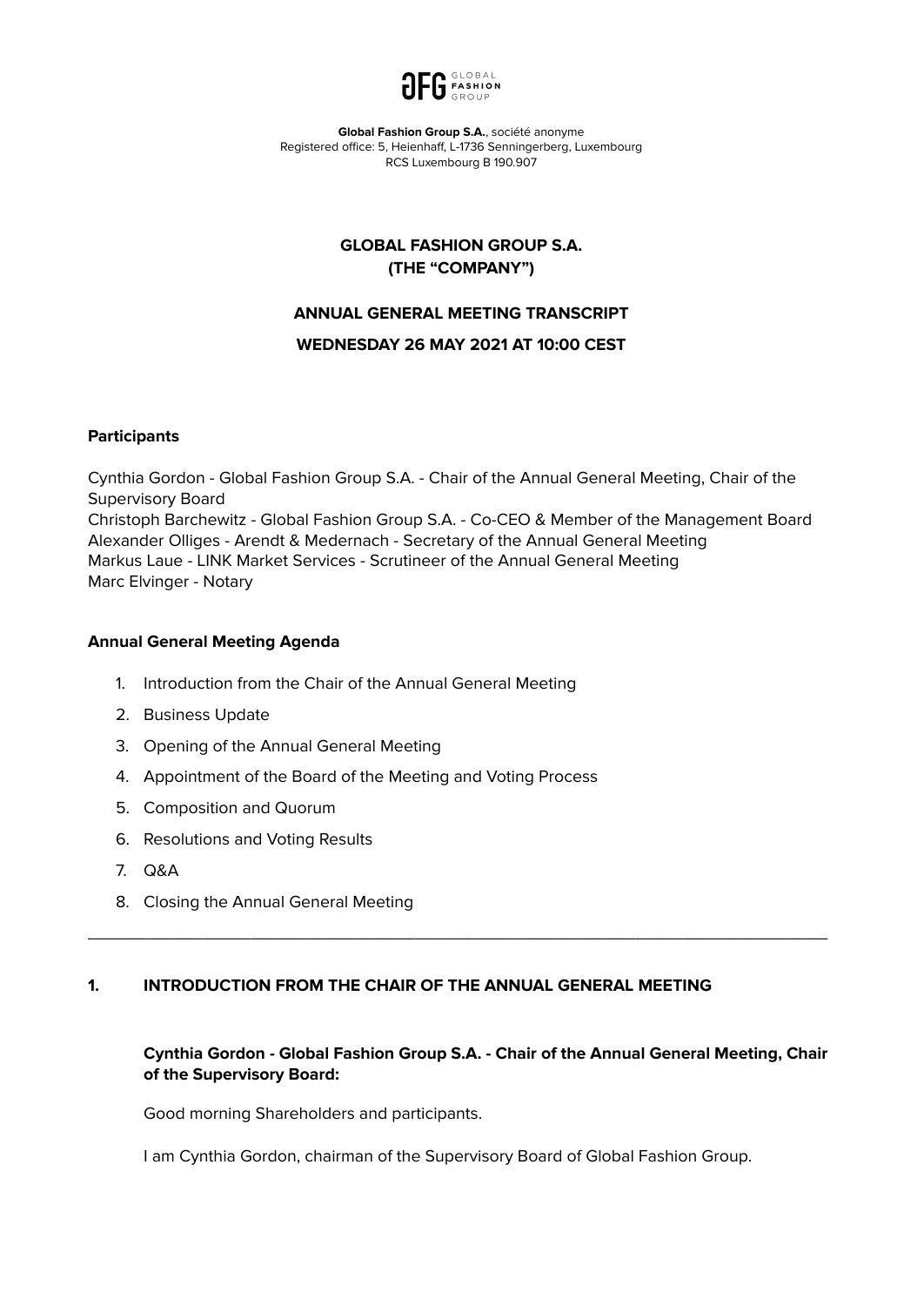**Global Fashion Group S.A.**, société anonyme
Registered office: 5, Heienhaff, L-1736 Senningerberg, Luxembourg
RCS Luxembourg B 190.907

# GLOBAL FASHION GROUP S.A.
# (THE "COMPANY")

## ANNUAL GENERAL MEETING TRANSCRIPT
## WEDNESDAY 26 MAY 2021 AT 10:00 CEST

**Participants**

Cynthia Gordon - Global Fashion Group S.A. - Chair of the Annual General Meeting, Chair of the Supervisory Board
Christoph Barchewitz - Global Fashion Group S.A. - Co-CEO & Member of the Management Board
Alexander Olliges - Arendt & Medernach - Secretary of the Annual General Meeting
Markus Laue - LINK Market Services - Scrutineer of the Annual General Meeting
Marc Elvinger - Notary

**Annual General Meeting Agenda**

1. Introduction from the Chair of the Annual General Meeting
2. Business Update
3. Opening of the Annual General Meeting
4. Appointment of the Board of the Meeting and Voting Process
5. Composition and Quorum
6. Resolutions and Voting Results
7. Q&A
8. Closing the Annual General Meeting

---

## 1. INTRODUCTION FROM THE CHAIR OF THE ANNUAL GENERAL MEETING

**Cynthia Gordon - Global Fashion Group S.A. - Chair of the Annual General Meeting, Chair of the Supervisory Board:**

Good morning Shareholders and participants.

I am Cynthia Gordon, chairman of the Supervisory Board of Global Fashion Group.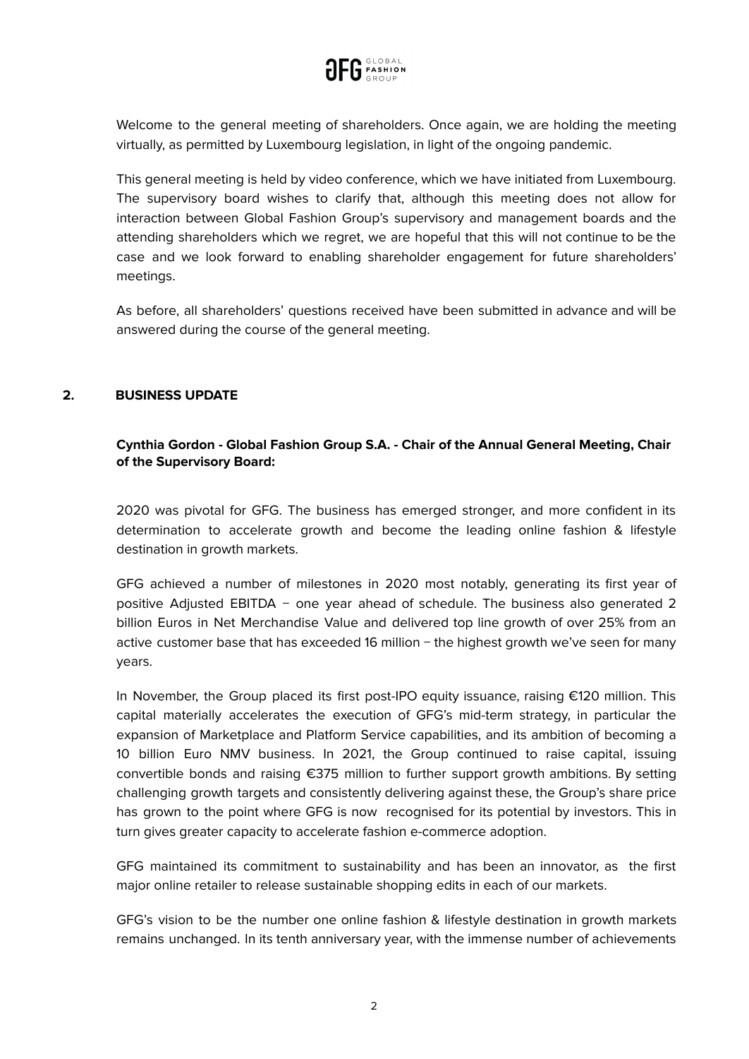Welcome to the general meeting of shareholders. Once again, we are holding the meeting virtually, as permitted by Luxembourg legislation, in light of the ongoing pandemic.

This general meeting is held by video conference, which we have initiated from Luxembourg. The supervisory board wishes to clarify that, although this meeting does not allow for interaction between Global Fashion Group's supervisory and management boards and the attending shareholders which we regret, we are hopeful that this will not continue to be the case and we look forward to enabling shareholder engagement for future shareholders' meetings.

As before, all shareholders' questions received have been submitted in advance and will be answered during the course of the general meeting.

## 2. BUSINESS UPDATE

**Cynthia Gordon - Global Fashion Group S.A. - Chair of the Annual General Meeting, Chair of the Supervisory Board:**

2020 was pivotal for GFG. The business has emerged stronger, and more confident in its determination to accelerate growth and become the leading online fashion & lifestyle destination in growth markets.

GFG achieved a number of milestones in 2020 most notably, generating its first year of positive Adjusted EBITDA – one year ahead of schedule. The business also generated 2 billion Euros in Net Merchandise Value and delivered top line growth of over 25% from an active customer base that has exceeded 16 million – the highest growth we've seen for many years.

In November, the Group placed its first post-IPO equity issuance, raising €120 million. This capital materially accelerates the execution of GFG's mid-term strategy, in particular the expansion of Marketplace and Platform Service capabilities, and its ambition of becoming a 10 billion Euro NMV business. In 2021, the Group continued to raise capital, issuing convertible bonds and raising €375 million to further support growth ambitions. By setting challenging growth targets and consistently delivering against these, the Group's share price has grown to the point where GFG is now recognised for its potential by investors. This in turn gives greater capacity to accelerate fashion e-commerce adoption.

GFG maintained its commitment to sustainability and has been an innovator, as the first major online retailer to release sustainable shopping edits in each of our markets.

GFG's vision to be the number one online fashion & lifestyle destination in growth markets remains unchanged. In its tenth anniversary year, with the immense number of achievements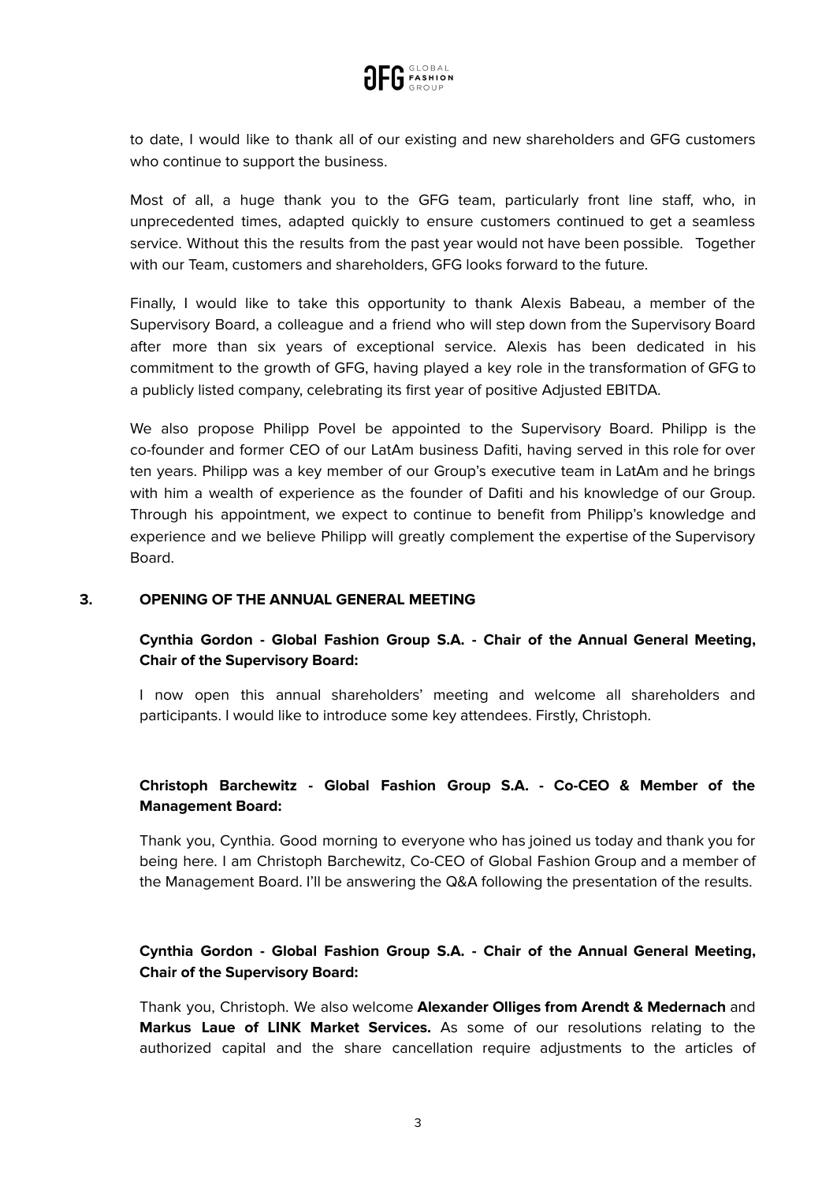to date, I would like to thank all of our existing and new shareholders and GFG customers who continue to support the business.

Most of all, a huge thank you to the GFG team, particularly front line staff, who, in unprecedented times, adapted quickly to ensure customers continued to get a seamless service. Without this the results from the past year would not have been possible. Together with our Team, customers and shareholders, GFG looks forward to the future.

Finally, I would like to take this opportunity to thank Alexis Babeau, a member of the Supervisory Board, a colleague and a friend who will step down from the Supervisory Board after more than six years of exceptional service. Alexis has been dedicated in his commitment to the growth of GFG, having played a key role in the transformation of GFG to a publicly listed company, celebrating its first year of positive Adjusted EBITDA.

We also propose Philipp Povel be appointed to the Supervisory Board. Philipp is the co-founder and former CEO of our LatAm business Dafiti, having served in this role for over ten years. Philipp was a key member of our Group's executive team in LatAm and he brings with him a wealth of experience as the founder of Dafiti and his knowledge of our Group. Through his appointment, we expect to continue to benefit from Philipp's knowledge and experience and we believe Philipp will greatly complement the expertise of the Supervisory Board.

## 3. OPENING OF THE ANNUAL GENERAL MEETING

**Cynthia Gordon - Global Fashion Group S.A. - Chair of the Annual General Meeting, Chair of the Supervisory Board:**

I now open this annual shareholders' meeting and welcome all shareholders and participants. I would like to introduce some key attendees. Firstly, Christoph.

**Christoph Barchewitz - Global Fashion Group S.A. - Co-CEO & Member of the Management Board:**

Thank you, Cynthia. Good morning to everyone who has joined us today and thank you for being here. I am Christoph Barchewitz, Co-CEO of Global Fashion Group and a member of the Management Board. I'll be answering the Q&A following the presentation of the results.

**Cynthia Gordon - Global Fashion Group S.A. - Chair of the Annual General Meeting, Chair of the Supervisory Board:**

Thank you, Christoph. We also welcome **Alexander Olliges from Arendt & Medernach** and **Markus Laue of LINK Market Services.** As some of our resolutions relating to the authorized capital and the share cancellation require adjustments to the articles of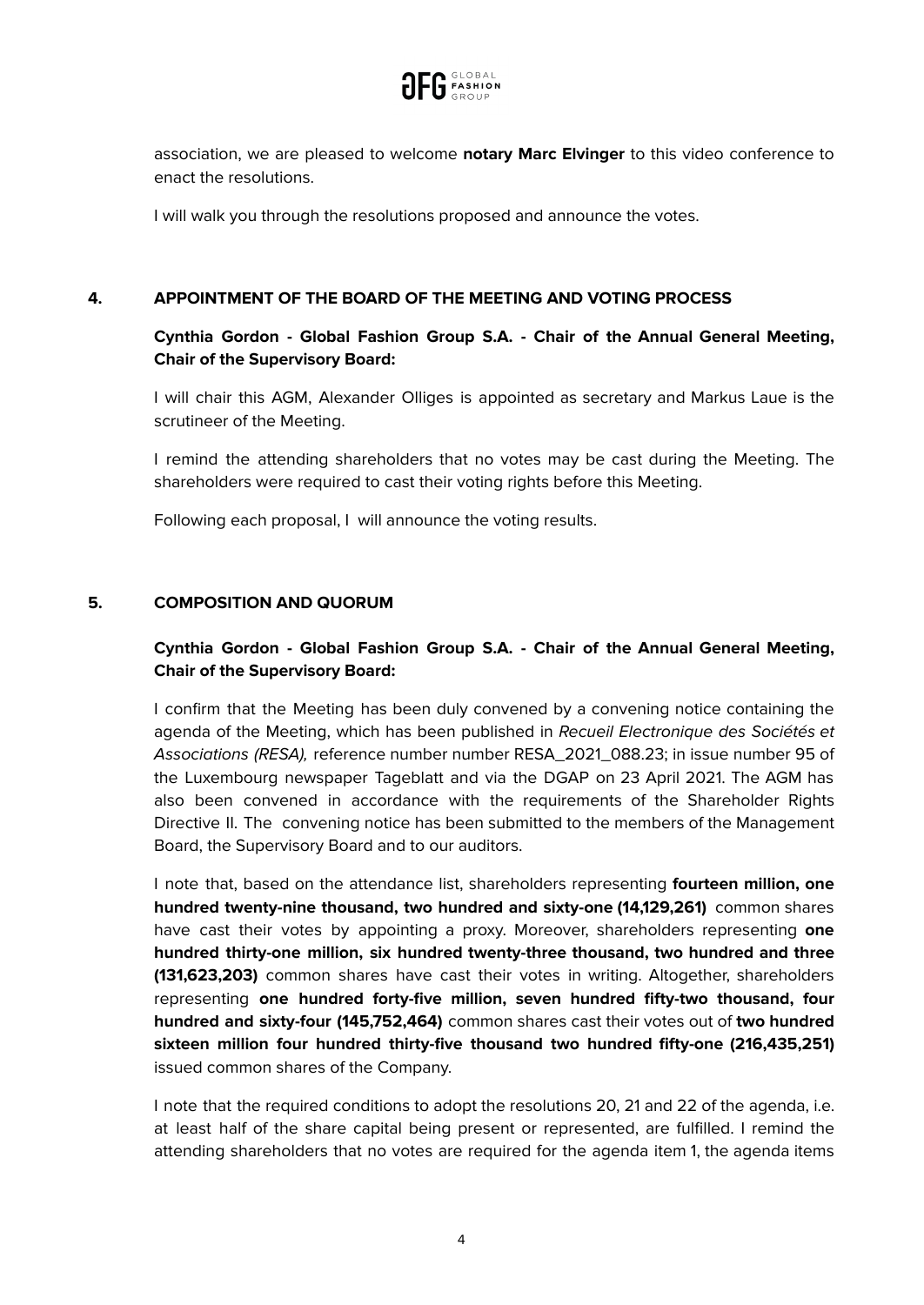association, we are pleased to welcome **notary Marc Elvinger** to this video conference to enact the resolutions.

I will walk you through the resolutions proposed and announce the votes.

## 4. APPOINTMENT OF THE BOARD OF THE MEETING AND VOTING PROCESS

**Cynthia Gordon - Global Fashion Group S.A. - Chair of the Annual General Meeting, Chair of the Supervisory Board:**

I will chair this AGM, Alexander Olliges is appointed as secretary and Markus Laue is the scrutineer of the Meeting.

I remind the attending shareholders that no votes may be cast during the Meeting. The shareholders were required to cast their voting rights before this Meeting.

Following each proposal, I will announce the voting results.

## 5. COMPOSITION AND QUORUM

**Cynthia Gordon - Global Fashion Group S.A. - Chair of the Annual General Meeting, Chair of the Supervisory Board:**

I confirm that the Meeting has been duly convened by a convening notice containing the agenda of the Meeting, which has been published in *Recueil Electronique des Sociétés et Associations (RESA),* reference number number RESA_2021_088.23; in issue number 95 of the Luxembourg newspaper Tageblatt and via the DGAP on 23 April 2021. The AGM has also been convened in accordance with the requirements of the Shareholder Rights Directive II. The convening notice has been submitted to the members of the Management Board, the Supervisory Board and to our auditors.

I note that, based on the attendance list, shareholders representing **fourteen million, one hundred twenty-nine thousand, two hundred and sixty-one (14,129,261)** common shares have cast their votes by appointing a proxy. Moreover, shareholders representing **one hundred thirty-one million, six hundred twenty-three thousand, two hundred and three (131,623,203)** common shares have cast their votes in writing. Altogether, shareholders representing **one hundred forty-five million, seven hundred fifty-two thousand, four hundred and sixty-four (145,752,464)** common shares cast their votes out of **two hundred sixteen million four hundred thirty-five thousand two hundred fifty-one (216,435,251)** issued common shares of the Company.

I note that the required conditions to adopt the resolutions 20, 21 and 22 of the agenda, i.e. at least half of the share capital being present or represented, are fulfilled. I remind the attending shareholders that no votes are required for the agenda item 1, the agenda items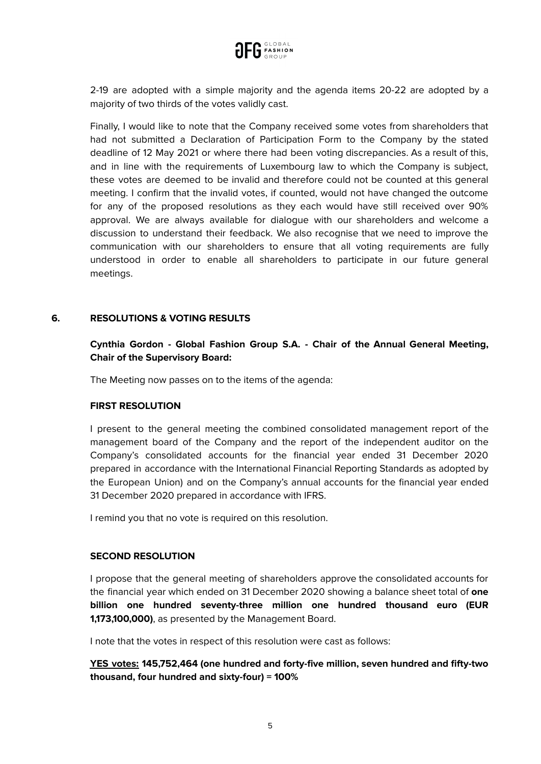2-19 are adopted with a simple majority and the agenda items 20-22 are adopted by a majority of two thirds of the votes validly cast.

Finally, I would like to note that the Company received some votes from shareholders that had not submitted a Declaration of Participation Form to the Company by the stated deadline of 12 May 2021 or where there had been voting discrepancies. As a result of this, and in line with the requirements of Luxembourg law to which the Company is subject, these votes are deemed to be invalid and therefore could not be counted at this general meeting. I confirm that the invalid votes, if counted, would not have changed the outcome for any of the proposed resolutions as they each would have still received over 90% approval. We are always available for dialogue with our shareholders and welcome a discussion to understand their feedback. We also recognise that we need to improve the communication with our shareholders to ensure that all voting requirements are fully understood in order to enable all shareholders to participate in our future general meetings.

## 6. RESOLUTIONS & VOTING RESULTS

**Cynthia Gordon - Global Fashion Group S.A. - Chair of the Annual General Meeting, Chair of the Supervisory Board:**

The Meeting now passes on to the items of the agenda:

### FIRST RESOLUTION

I present to the general meeting the combined consolidated management report of the management board of the Company and the report of the independent auditor on the Company's consolidated accounts for the financial year ended 31 December 2020 prepared in accordance with the International Financial Reporting Standards as adopted by the European Union) and on the Company's annual accounts for the financial year ended 31 December 2020 prepared in accordance with IFRS.

I remind you that no vote is required on this resolution.

### SECOND RESOLUTION

I propose that the general meeting of shareholders approve the consolidated accounts for the financial year which ended on 31 December 2020 showing a balance sheet total of **one billion one hundred seventy-three million one hundred thousand euro (EUR 1,173,100,000)**, as presented by the Management Board.

I note that the votes in respect of this resolution were cast as follows:

**YES votes: 145,752,464 (one hundred and forty-five million, seven hundred and fifty-two thousand, four hundred and sixty-four) = 100%**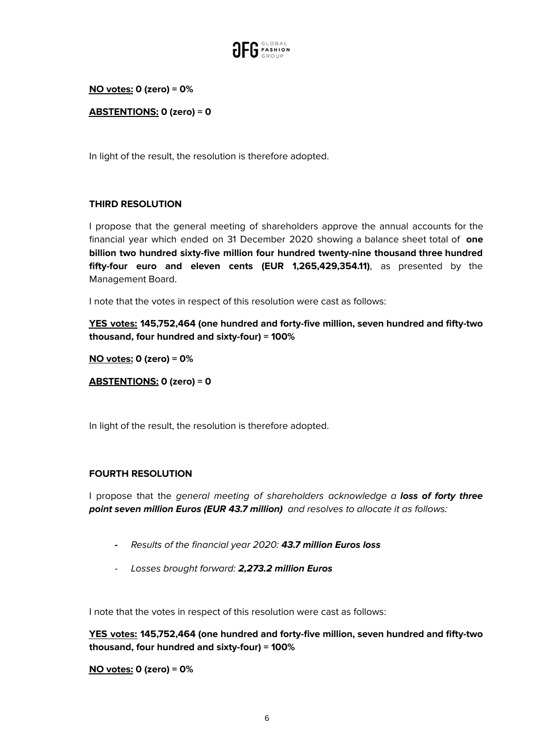**<u>NO votes:</u> 0 (zero) = 0%**

**<u>ABSTENTIONS:</u> 0 (zero) = 0**

In light of the result, the resolution is therefore adopted.

**THIRD RESOLUTION**

I propose that the general meeting of shareholders approve the annual accounts for the financial year which ended on 31 December 2020 showing a balance sheet total of **one billion two hundred sixty-five million four hundred twenty-nine thousand three hundred fifty-four euro and eleven cents (EUR 1,265,429,354.11)**, as presented by the Management Board.

I note that the votes in respect of this resolution were cast as follows:

**<u>YES votes:</u> 145,752,464 (one hundred and forty-five million, seven hundred and fifty-two thousand, four hundred and sixty-four) = 100%**

**<u>NO votes:</u> 0 (zero) = 0%**

**<u>ABSTENTIONS:</u> 0 (zero) = 0**

In light of the result, the resolution is therefore adopted.

**FOURTH RESOLUTION**

I propose that the *general meeting of shareholders acknowledge a **loss of forty three point seven million Euros (EUR 43.7 million)** and resolves to allocate it as follows:*

- *Results of the financial year 2020: **43.7 million Euros loss***
- *Losses brought forward: **2,273.2 million Euros***

I note that the votes in respect of this resolution were cast as follows:

**<u>YES votes:</u> 145,752,464 (one hundred and forty-five million, seven hundred and fifty-two thousand, four hundred and sixty-four) = 100%**

**<u>NO votes:</u> 0 (zero) = 0%**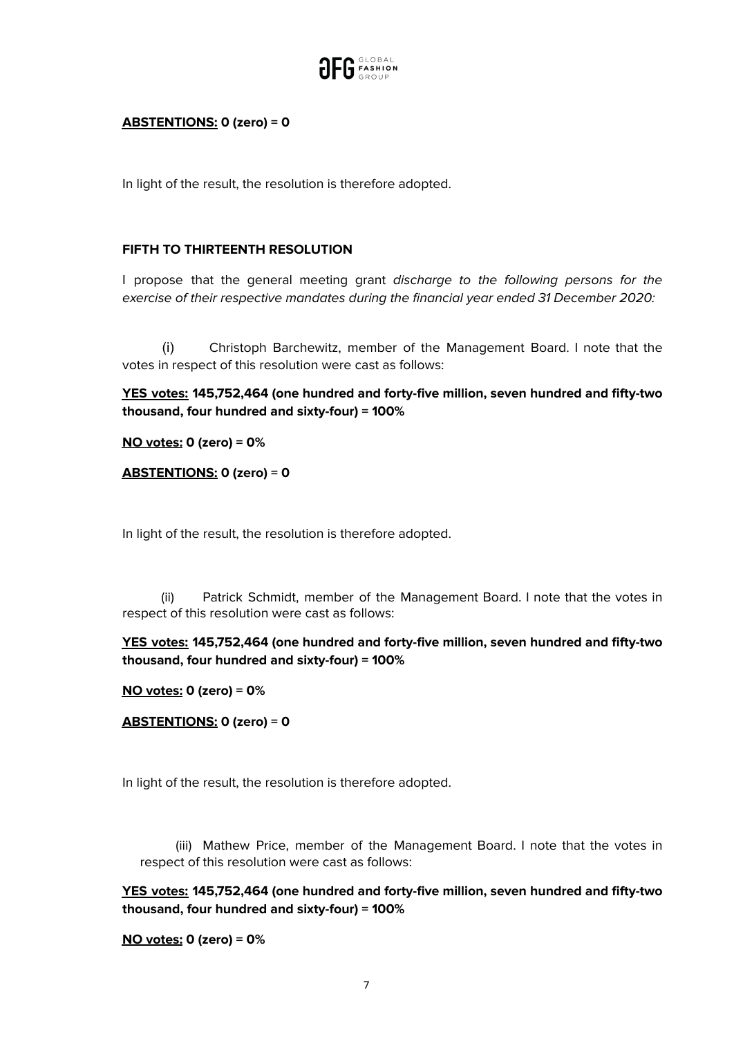**ABSTENTIONS: 0 (zero) = 0**

In light of the result, the resolution is therefore adopted.

**FIFTH TO THIRTEENTH RESOLUTION**

I propose that the general meeting grant *discharge to the following persons for the exercise of their respective mandates during the financial year ended 31 December 2020:*

(i) Christoph Barchewitz, member of the Management Board. I note that the votes in respect of this resolution were cast as follows:

**YES votes: 145,752,464 (one hundred and forty-five million, seven hundred and fifty-two thousand, four hundred and sixty-four) = 100%**

**NO votes: 0 (zero) = 0%**

**ABSTENTIONS: 0 (zero) = 0**

In light of the result, the resolution is therefore adopted.

(ii) Patrick Schmidt, member of the Management Board. I note that the votes in respect of this resolution were cast as follows:

**YES votes: 145,752,464 (one hundred and forty-five million, seven hundred and fifty-two thousand, four hundred and sixty-four) = 100%**

**NO votes: 0 (zero) = 0%**

**ABSTENTIONS: 0 (zero) = 0**

In light of the result, the resolution is therefore adopted.

(iii) Mathew Price, member of the Management Board. I note that the votes in respect of this resolution were cast as follows:

**YES votes: 145,752,464 (one hundred and forty-five million, seven hundred and fifty-two thousand, four hundred and sixty-four) = 100%**

**NO votes: 0 (zero) = 0%**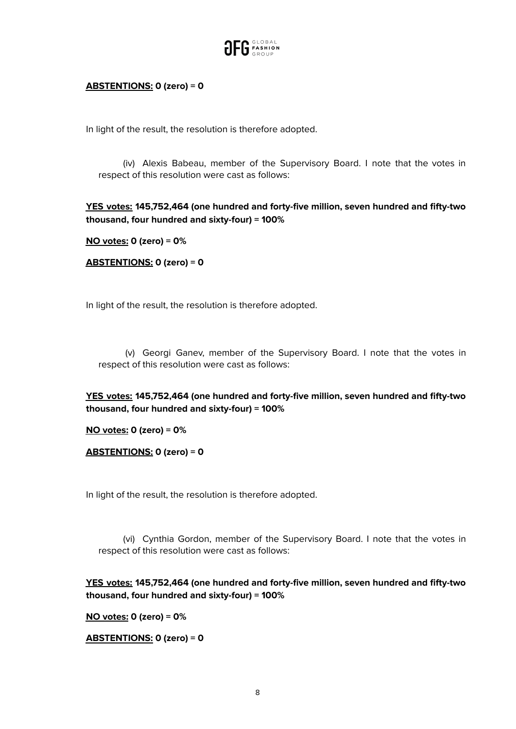**<u>ABSTENTIONS:</u> 0 (zero) = 0**

In light of the result, the resolution is therefore adopted.

(iv) Alexis Babeau, member of the Supervisory Board. I note that the votes in respect of this resolution were cast as follows:

**<u>YES votes:</u> 145,752,464 (one hundred and forty-five million, seven hundred and fifty-two thousand, four hundred and sixty-four) = 100%**

**<u>NO votes:</u> 0 (zero) = 0%**

**<u>ABSTENTIONS:</u> 0 (zero) = 0**

In light of the result, the resolution is therefore adopted.

(v) Georgi Ganev, member of the Supervisory Board. I note that the votes in respect of this resolution were cast as follows:

**<u>YES votes:</u> 145,752,464 (one hundred and forty-five million, seven hundred and fifty-two thousand, four hundred and sixty-four) = 100%**

**<u>NO votes:</u> 0 (zero) = 0%**

**<u>ABSTENTIONS:</u> 0 (zero) = 0**

In light of the result, the resolution is therefore adopted.

(vi) Cynthia Gordon, member of the Supervisory Board. I note that the votes in respect of this resolution were cast as follows:

**<u>YES votes:</u> 145,752,464 (one hundred and forty-five million, seven hundred and fifty-two thousand, four hundred and sixty-four) = 100%**

**<u>NO votes:</u> 0 (zero) = 0%**

**<u>ABSTENTIONS:</u> 0 (zero) = 0**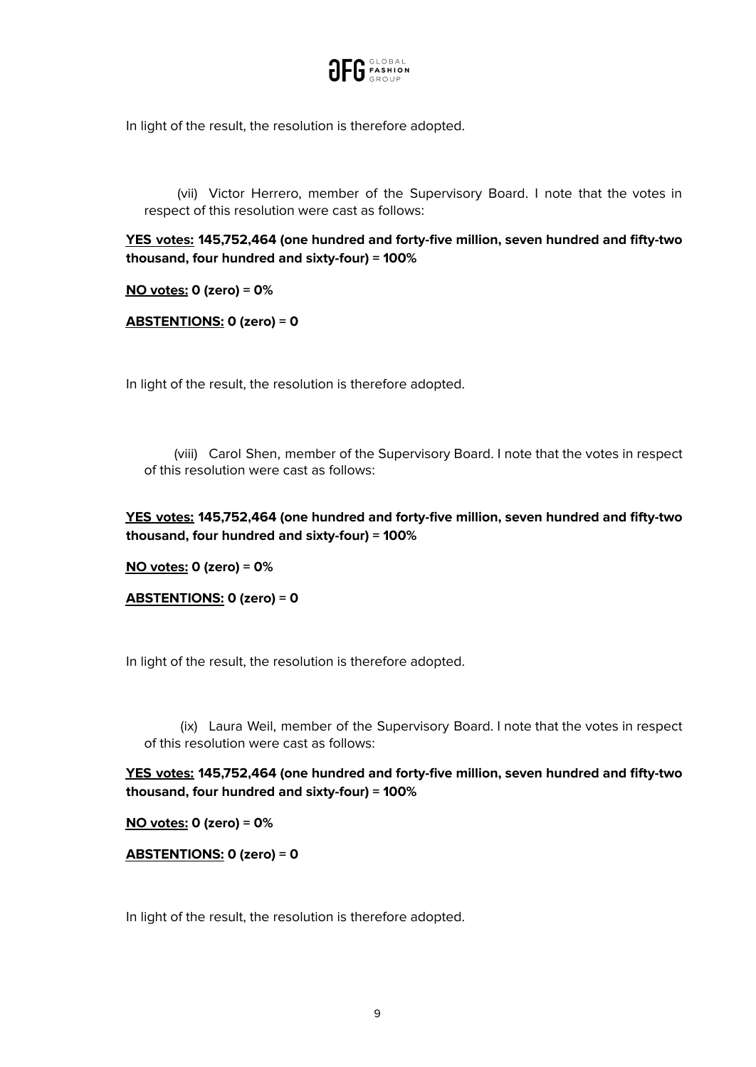In light of the result, the resolution is therefore adopted.

(vii) Victor Herrero, member of the Supervisory Board. I note that the votes in respect of this resolution were cast as follows:

**<u>YES votes:</u> 145,752,464 (one hundred and forty-five million, seven hundred and fifty-two thousand, four hundred and sixty-four) = 100%**

**<u>NO votes:</u> 0 (zero) = 0%**

**<u>ABSTENTIONS:</u> 0 (zero) = 0**

In light of the result, the resolution is therefore adopted.

(viii) Carol Shen, member of the Supervisory Board. I note that the votes in respect of this resolution were cast as follows:

**<u>YES votes:</u> 145,752,464 (one hundred and forty-five million, seven hundred and fifty-two thousand, four hundred and sixty-four) = 100%**

**<u>NO votes:</u> 0 (zero) = 0%**

**<u>ABSTENTIONS:</u> 0 (zero) = 0**

In light of the result, the resolution is therefore adopted.

(ix) Laura Weil, member of the Supervisory Board. I note that the votes in respect of this resolution were cast as follows:

**<u>YES votes:</u> 145,752,464 (one hundred and forty-five million, seven hundred and fifty-two thousand, four hundred and sixty-four) = 100%**

**<u>NO votes:</u> 0 (zero) = 0%**

**<u>ABSTENTIONS:</u> 0 (zero) = 0**

In light of the result, the resolution is therefore adopted.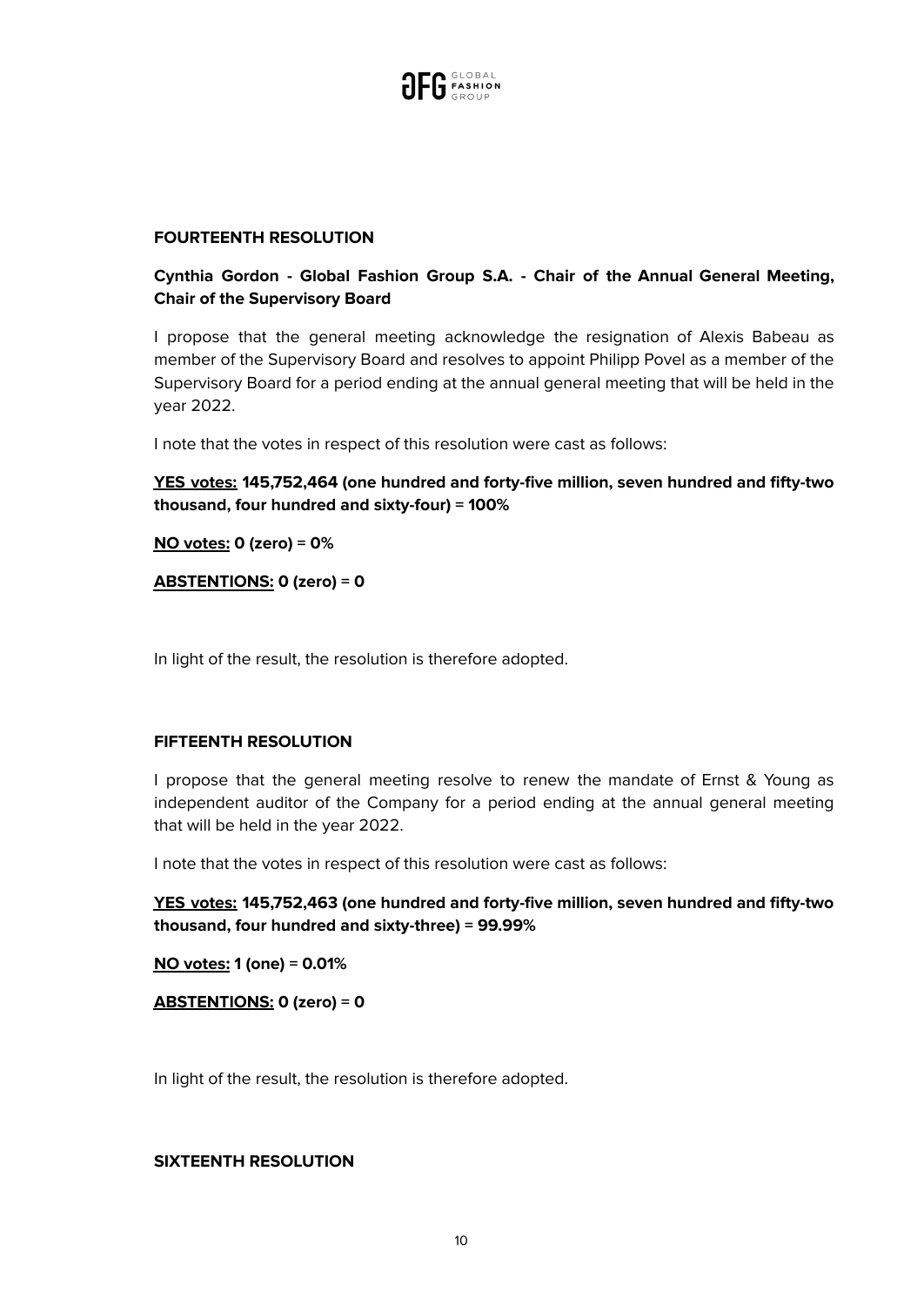**FOURTEENTH RESOLUTION**

**Cynthia Gordon - Global Fashion Group S.A. - Chair of the Annual General Meeting, Chair of the Supervisory Board**

I propose that the general meeting acknowledge the resignation of Alexis Babeau as member of the Supervisory Board and resolves to appoint Philipp Povel as a member of the Supervisory Board for a period ending at the annual general meeting that will be held in the year 2022.

I note that the votes in respect of this resolution were cast as follows:

**<u>YES votes:</u> 145,752,464 (one hundred and forty-five million, seven hundred and fifty-two thousand, four hundred and sixty-four) = 100%**

**<u>NO votes:</u> 0 (zero) = 0%**

**<u>ABSTENTIONS:</u> 0 (zero) = 0**

In light of the result, the resolution is therefore adopted.

**FIFTEENTH RESOLUTION**

I propose that the general meeting resolve to renew the mandate of Ernst & Young as independent auditor of the Company for a period ending at the annual general meeting that will be held in the year 2022.

I note that the votes in respect of this resolution were cast as follows:

**<u>YES votes:</u> 145,752,463 (one hundred and forty-five million, seven hundred and fifty-two thousand, four hundred and sixty-three) = 99.99%**

**<u>NO votes:</u> 1 (one) = 0.01%**

**<u>ABSTENTIONS:</u> 0 (zero) = 0**

In light of the result, the resolution is therefore adopted.

**SIXTEENTH RESOLUTION**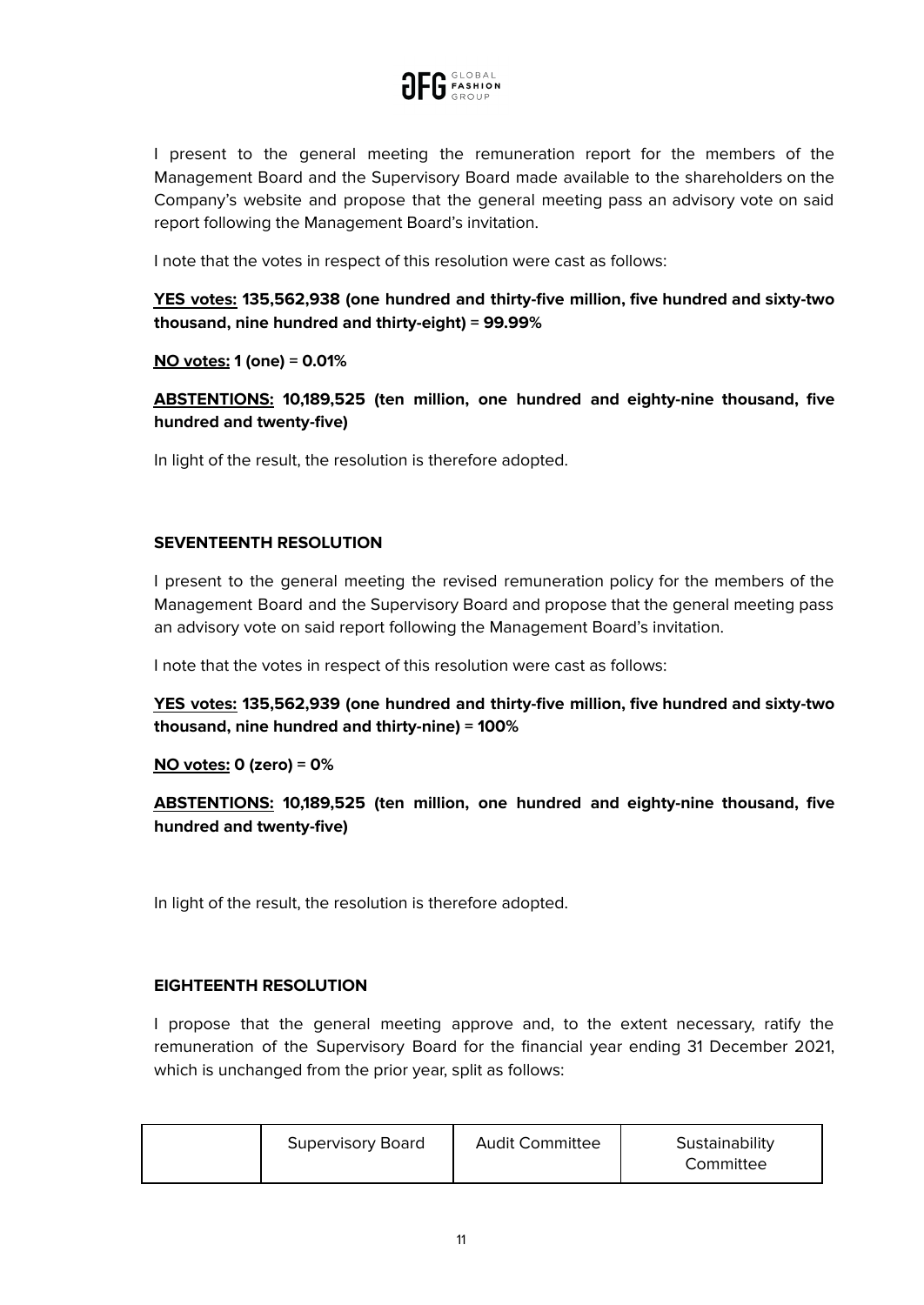I present to the general meeting the remuneration report for the members of the Management Board and the Supervisory Board made available to the shareholders on the Company's website and propose that the general meeting pass an advisory vote on said report following the Management Board's invitation.

I note that the votes in respect of this resolution were cast as follows:

**YES votes: 135,562,938 (one hundred and thirty-five million, five hundred and sixty-two thousand, nine hundred and thirty-eight) = 99.99%**

**NO votes: 1 (one) = 0.01%**

**ABSTENTIONS: 10,189,525 (ten million, one hundred and eighty-nine thousand, five hundred and twenty-five)**

In light of the result, the resolution is therefore adopted.

**SEVENTEENTH RESOLUTION**

I present to the general meeting the revised remuneration policy for the members of the Management Board and the Supervisory Board and propose that the general meeting pass an advisory vote on said report following the Management Board's invitation.

I note that the votes in respect of this resolution were cast as follows:

**YES votes: 135,562,939 (one hundred and thirty-five million, five hundred and sixty-two thousand, nine hundred and thirty-nine) = 100%**

**NO votes: 0 (zero) = 0%**

**ABSTENTIONS: 10,189,525 (ten million, one hundred and eighty-nine thousand, five hundred and twenty-five)**

In light of the result, the resolution is therefore adopted.

**EIGHTEENTH RESOLUTION**

I propose that the general meeting approve and, to the extent necessary, ratify the remuneration of the Supervisory Board for the financial year ending 31 December 2021, which is unchanged from the prior year, split as follows:

| | Supervisory Board | Audit Committee | Sustainability Committee |
|---|---|---|---|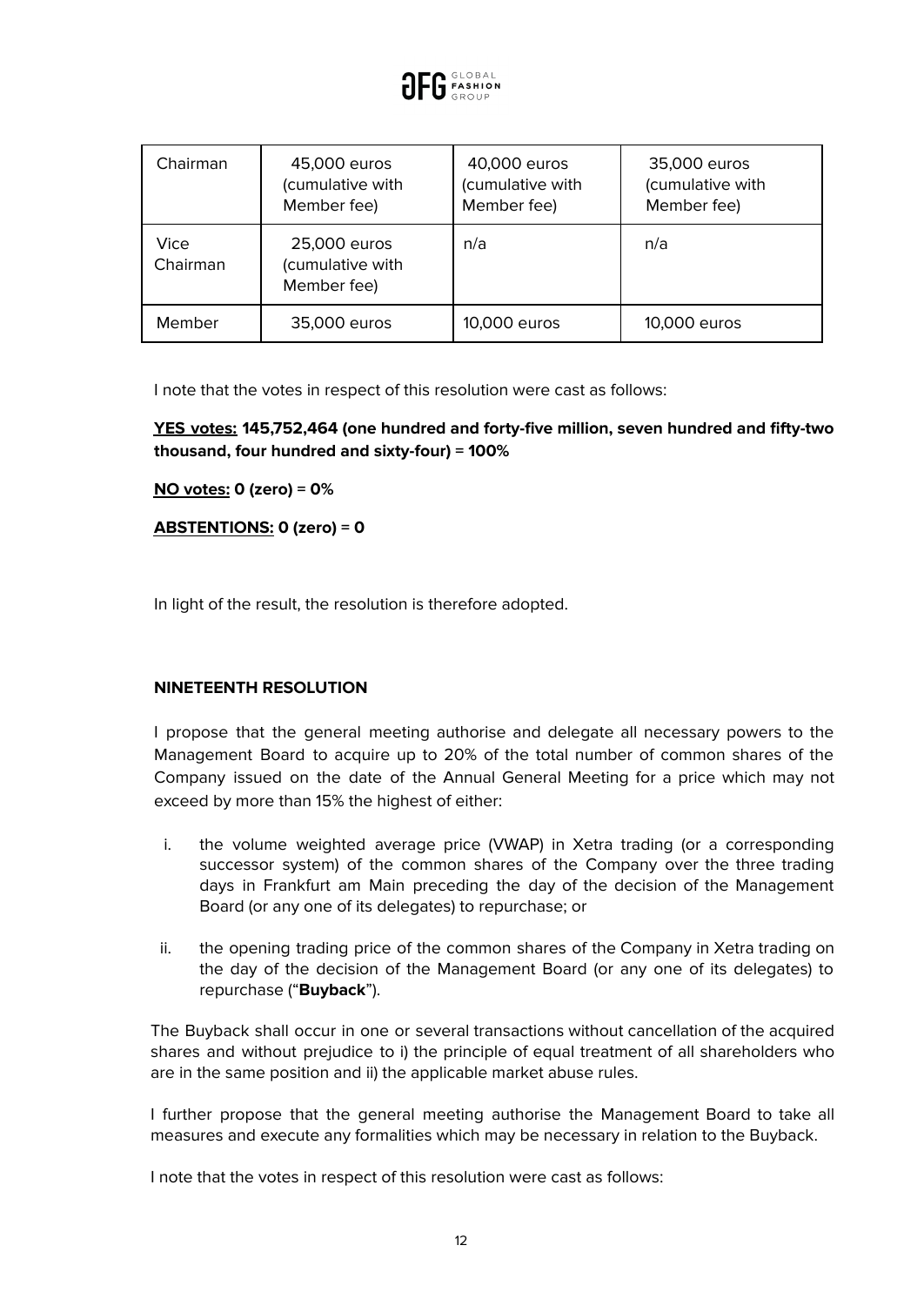| Chairman | 45,000 euros (cumulative with Member fee) | 40,000 euros (cumulative with Member fee) | 35,000 euros (cumulative with Member fee) |
|---|---|---|---|
| Vice Chairman | 25,000 euros (cumulative with Member fee) | n/a | n/a |
| Member | 35,000 euros | 10,000 euros | 10,000 euros |

I note that the votes in respect of this resolution were cast as follows:

**YES votes: 145,752,464 (one hundred and forty-five million, seven hundred and fifty-two thousand, four hundred and sixty-four) = 100%**

**NO votes: 0 (zero) = 0%**

**ABSTENTIONS: 0 (zero) = 0**

In light of the result, the resolution is therefore adopted.

**NINETEENTH RESOLUTION**

I propose that the general meeting authorise and delegate all necessary powers to the Management Board to acquire up to 20% of the total number of common shares of the Company issued on the date of the Annual General Meeting for a price which may not exceed by more than 15% the highest of either:

i. the volume weighted average price (VWAP) in Xetra trading (or a corresponding successor system) of the common shares of the Company over the three trading days in Frankfurt am Main preceding the day of the decision of the Management Board (or any one of its delegates) to repurchase; or

ii. the opening trading price of the common shares of the Company in Xetra trading on the day of the decision of the Management Board (or any one of its delegates) to repurchase ("**Buyback**").

The Buyback shall occur in one or several transactions without cancellation of the acquired shares and without prejudice to i) the principle of equal treatment of all shareholders who are in the same position and ii) the applicable market abuse rules.

I further propose that the general meeting authorise the Management Board to take all measures and execute any formalities which may be necessary in relation to the Buyback.

I note that the votes in respect of this resolution were cast as follows: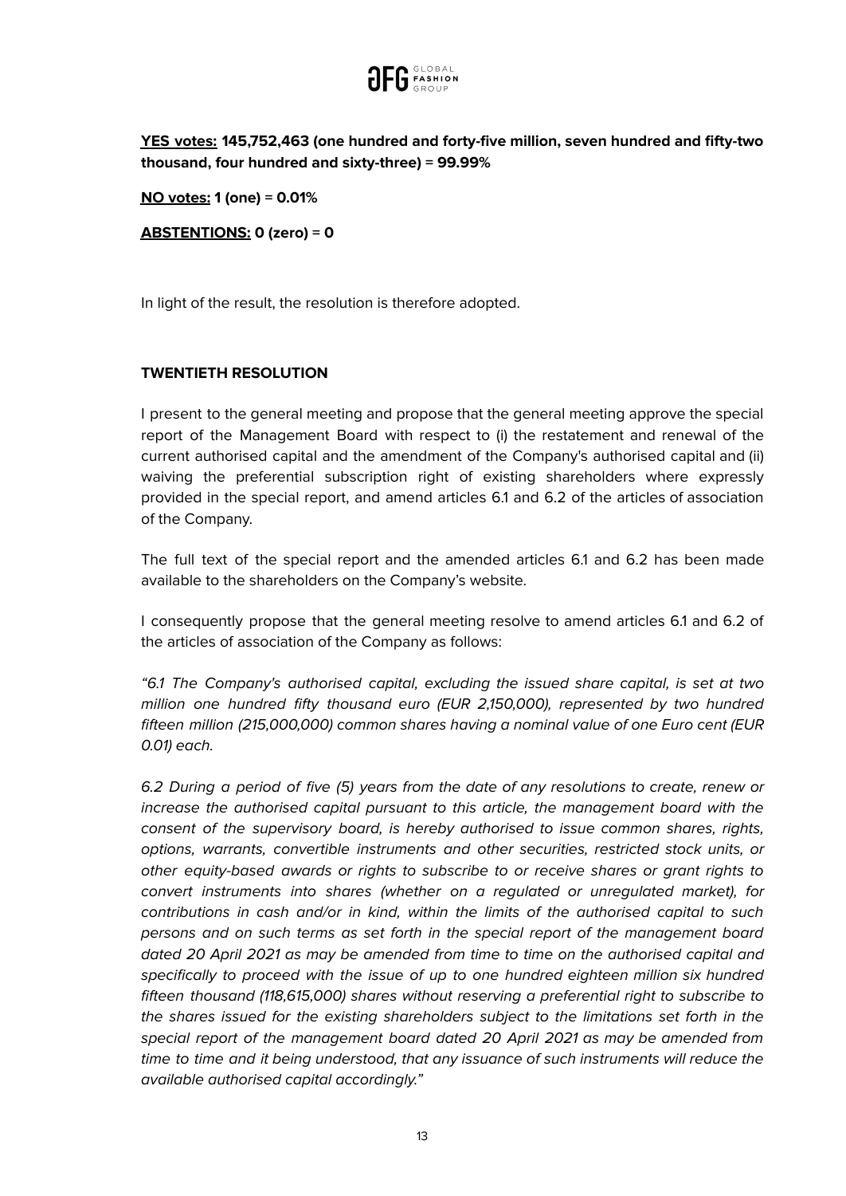**<u>YES votes:</u> 145,752,463 (one hundred and forty-five million, seven hundred and fifty-two thousand, four hundred and sixty-three) = 99.99%**

**<u>NO votes:</u> 1 (one) = 0.01%**

**<u>ABSTENTIONS:</u> 0 (zero) = 0**

In light of the result, the resolution is therefore adopted.

**TWENTIETH RESOLUTION**

I present to the general meeting and propose that the general meeting approve the special report of the Management Board with respect to (i) the restatement and renewal of the current authorised capital and the amendment of the Company's authorised capital and (ii) waiving the preferential subscription right of existing shareholders where expressly provided in the special report, and amend articles 6.1 and 6.2 of the articles of association of the Company.

The full text of the special report and the amended articles 6.1 and 6.2 has been made available to the shareholders on the Company's website.

I consequently propose that the general meeting resolve to amend articles 6.1 and 6.2 of the articles of association of the Company as follows:

*"6.1 The Company's authorised capital, excluding the issued share capital, is set at two million one hundred fifty thousand euro (EUR 2,150,000), represented by two hundred fifteen million (215,000,000) common shares having a nominal value of one Euro cent (EUR 0.01) each.*

*6.2 During a period of five (5) years from the date of any resolutions to create, renew or increase the authorised capital pursuant to this article, the management board with the consent of the supervisory board, is hereby authorised to issue common shares, rights, options, warrants, convertible instruments and other securities, restricted stock units, or other equity-based awards or rights to subscribe to or receive shares or grant rights to convert instruments into shares (whether on a regulated or unregulated market), for contributions in cash and/or in kind, within the limits of the authorised capital to such persons and on such terms as set forth in the special report of the management board dated 20 April 2021 as may be amended from time to time on the authorised capital and specifically to proceed with the issue of up to one hundred eighteen million six hundred fifteen thousand (118,615,000) shares without reserving a preferential right to subscribe to the shares issued for the existing shareholders subject to the limitations set forth in the special report of the management board dated 20 April 2021 as may be amended from time to time and it being understood, that any issuance of such instruments will reduce the available authorised capital accordingly."*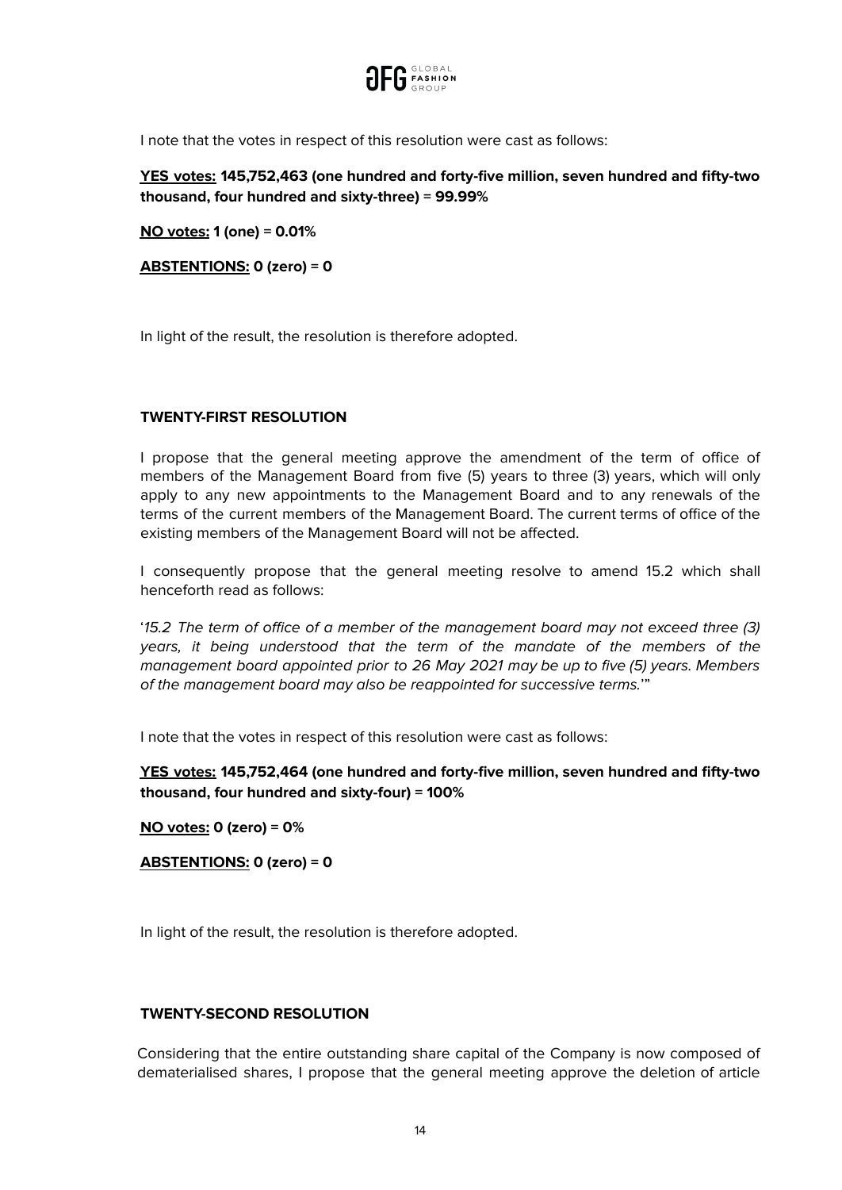I note that the votes in respect of this resolution were cast as follows:

**<u>YES votes:</u> 145,752,463 (one hundred and forty-five million, seven hundred and fifty-two thousand, four hundred and sixty-three) = 99.99%**

**<u>NO votes:</u> 1 (one) = 0.01%**

**<u>ABSTENTIONS:</u> 0 (zero) = 0**

In light of the result, the resolution is therefore adopted.

**TWENTY-FIRST RESOLUTION**

I propose that the general meeting approve the amendment of the term of office of members of the Management Board from five (5) years to three (3) years, which will only apply to any new appointments to the Management Board and to any renewals of the terms of the current members of the Management Board. The current terms of office of the existing members of the Management Board will not be affected.

I consequently propose that the general meeting resolve to amend 15.2 which shall henceforth read as follows:

'*15.2 The term of office of a member of the management board may not exceed three (3) years, it being understood that the term of the mandate of the members of the management board appointed prior to 26 May 2021 may be up to five (5) years. Members of the management board may also be reappointed for successive terms.*'"

I note that the votes in respect of this resolution were cast as follows:

**<u>YES votes:</u> 145,752,464 (one hundred and forty-five million, seven hundred and fifty-two thousand, four hundred and sixty-four) = 100%**

**<u>NO votes:</u> 0 (zero) = 0%**

**<u>ABSTENTIONS:</u> 0 (zero) = 0**

In light of the result, the resolution is therefore adopted.

**TWENTY-SECOND RESOLUTION**

Considering that the entire outstanding share capital of the Company is now composed of dematerialised shares, I propose that the general meeting approve the deletion of article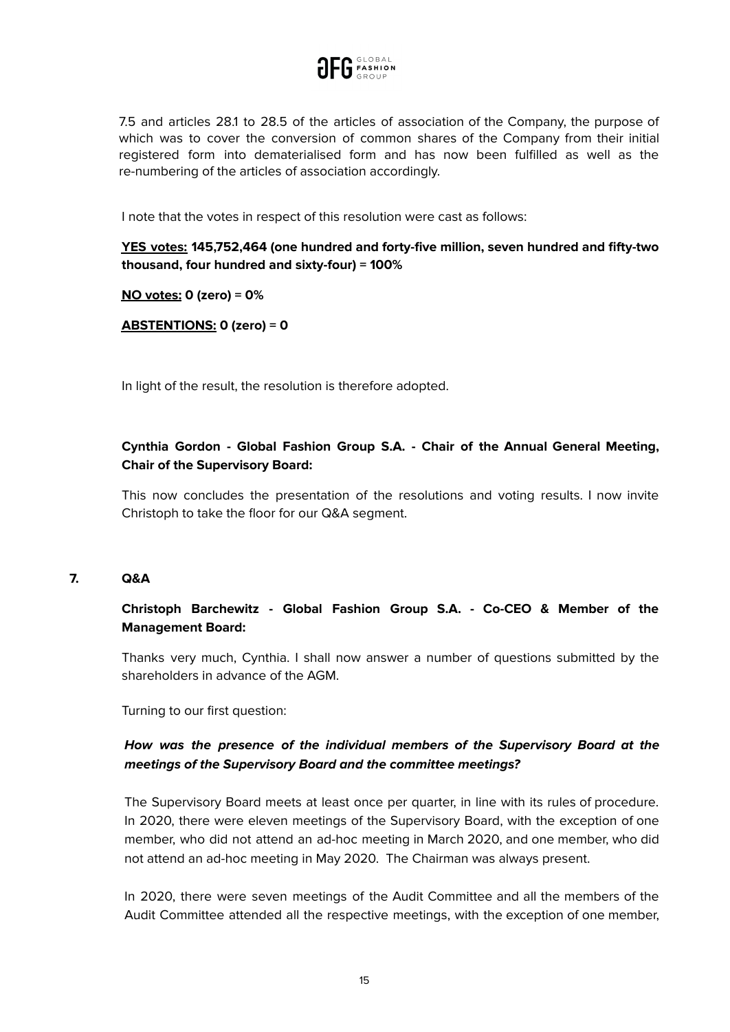7.5 and articles 28.1 to 28.5 of the articles of association of the Company, the purpose of which was to cover the conversion of common shares of the Company from their initial registered form into dematerialised form and has now been fulfilled as well as the re-numbering of the articles of association accordingly.

I note that the votes in respect of this resolution were cast as follows:

**YES votes: 145,752,464 (one hundred and forty-five million, seven hundred and fifty-two thousand, four hundred and sixty-four) = 100%**

**NO votes: 0 (zero) = 0%**

**ABSTENTIONS: 0 (zero) = 0**

In light of the result, the resolution is therefore adopted.

**Cynthia Gordon - Global Fashion Group S.A. - Chair of the Annual General Meeting, Chair of the Supervisory Board:**

This now concludes the presentation of the resolutions and voting results. I now invite Christoph to take the floor for our Q&A segment.

## 7. Q&A

**Christoph Barchewitz - Global Fashion Group S.A. - Co-CEO & Member of the Management Board:**

Thanks very much, Cynthia. I shall now answer a number of questions submitted by the shareholders in advance of the AGM.

Turning to our first question:

***How was the presence of the individual members of the Supervisory Board at the meetings of the Supervisory Board and the committee meetings?***

The Supervisory Board meets at least once per quarter, in line with its rules of procedure. In 2020, there were eleven meetings of the Supervisory Board, with the exception of one member, who did not attend an ad-hoc meeting in March 2020, and one member, who did not attend an ad-hoc meeting in May 2020. The Chairman was always present.

In 2020, there were seven meetings of the Audit Committee and all the members of the Audit Committee attended all the respective meetings, with the exception of one member,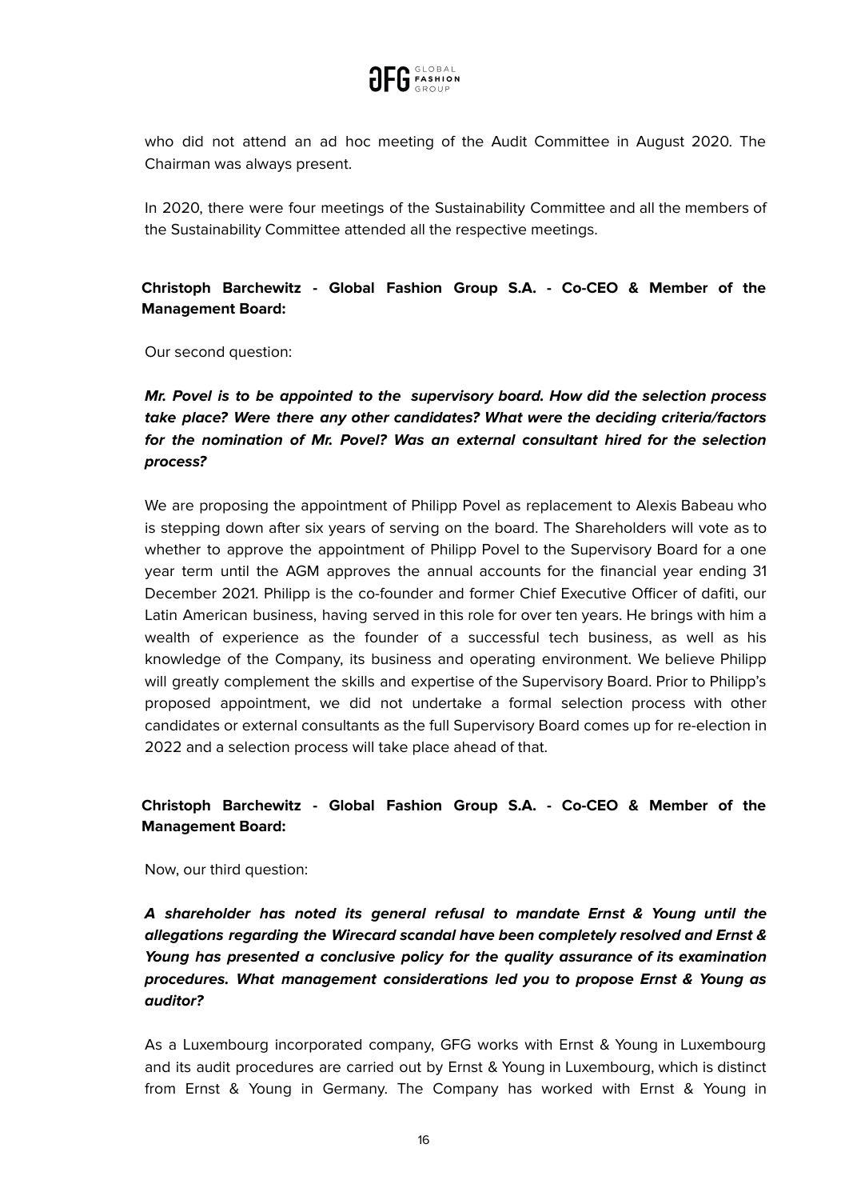who did not attend an ad hoc meeting of the Audit Committee in August 2020. The Chairman was always present.

In 2020, there were four meetings of the Sustainability Committee and all the members of the Sustainability Committee attended all the respective meetings.

**Christoph Barchewitz - Global Fashion Group S.A. - Co-CEO & Member of the Management Board:**

Our second question:

***Mr. Povel is to be appointed to the supervisory board. How did the selection process take place? Were there any other candidates? What were the deciding criteria/factors for the nomination of Mr. Povel? Was an external consultant hired for the selection process?***

We are proposing the appointment of Philipp Povel as replacement to Alexis Babeau who is stepping down after six years of serving on the board. The Shareholders will vote as to whether to approve the appointment of Philipp Povel to the Supervisory Board for a one year term until the AGM approves the annual accounts for the financial year ending 31 December 2021. Philipp is the co-founder and former Chief Executive Officer of dafiti, our Latin American business, having served in this role for over ten years. He brings with him a wealth of experience as the founder of a successful tech business, as well as his knowledge of the Company, its business and operating environment. We believe Philipp will greatly complement the skills and expertise of the Supervisory Board. Prior to Philipp's proposed appointment, we did not undertake a formal selection process with other candidates or external consultants as the full Supervisory Board comes up for re-election in 2022 and a selection process will take place ahead of that.

**Christoph Barchewitz - Global Fashion Group S.A. - Co-CEO & Member of the Management Board:**

Now, our third question:

***A shareholder has noted its general refusal to mandate Ernst & Young until the allegations regarding the Wirecard scandal have been completely resolved and Ernst & Young has presented a conclusive policy for the quality assurance of its examination procedures. What management considerations led you to propose Ernst & Young as auditor?***

As a Luxembourg incorporated company, GFG works with Ernst & Young in Luxembourg and its audit procedures are carried out by Ernst & Young in Luxembourg, which is distinct from Ernst & Young in Germany. The Company has worked with Ernst & Young in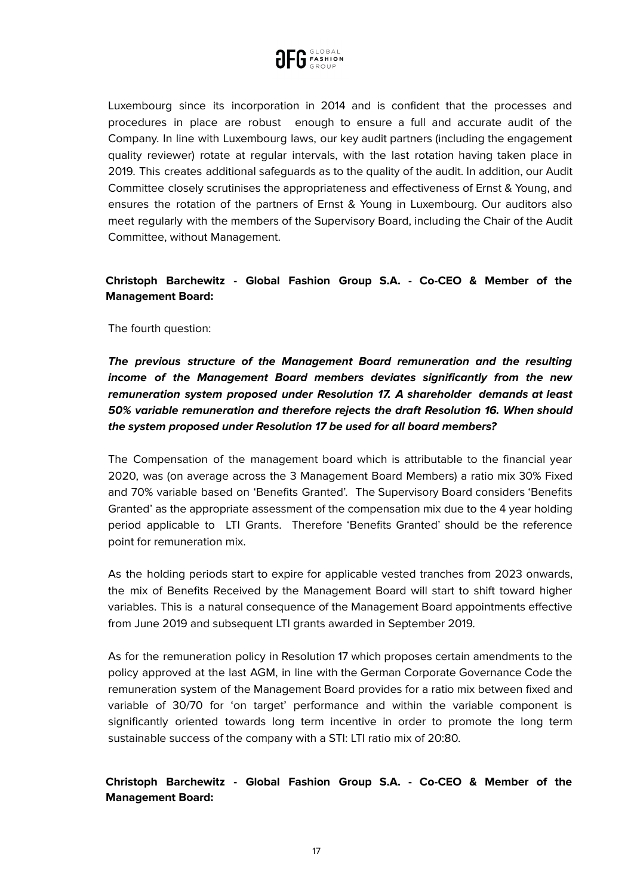Luxembourg since its incorporation in 2014 and is confident that the processes and procedures in place are robust enough to ensure a full and accurate audit of the Company. In line with Luxembourg laws, our key audit partners (including the engagement quality reviewer) rotate at regular intervals, with the last rotation having taken place in 2019. This creates additional safeguards as to the quality of the audit. In addition, our Audit Committee closely scrutinises the appropriateness and effectiveness of Ernst & Young, and ensures the rotation of the partners of Ernst & Young in Luxembourg. Our auditors also meet regularly with the members of the Supervisory Board, including the Chair of the Audit Committee, without Management.

**Christoph Barchewitz - Global Fashion Group S.A. - Co-CEO & Member of the Management Board:**

The fourth question:

***The previous structure of the Management Board remuneration and the resulting income of the Management Board members deviates significantly from the new remuneration system proposed under Resolution 17. A shareholder demands at least 50% variable remuneration and therefore rejects the draft Resolution 16. When should the system proposed under Resolution 17 be used for all board members?***

The Compensation of the management board which is attributable to the financial year 2020, was (on average across the 3 Management Board Members) a ratio mix 30% Fixed and 70% variable based on 'Benefits Granted'. The Supervisory Board considers 'Benefits Granted' as the appropriate assessment of the compensation mix due to the 4 year holding period applicable to LTI Grants. Therefore 'Benefits Granted' should be the reference point for remuneration mix.

As the holding periods start to expire for applicable vested tranches from 2023 onwards, the mix of Benefits Received by the Management Board will start to shift toward higher variables. This is a natural consequence of the Management Board appointments effective from June 2019 and subsequent LTI grants awarded in September 2019.

As for the remuneration policy in Resolution 17 which proposes certain amendments to the policy approved at the last AGM, in line with the German Corporate Governance Code the remuneration system of the Management Board provides for a ratio mix between fixed and variable of 30/70 for 'on target' performance and within the variable component is significantly oriented towards long term incentive in order to promote the long term sustainable success of the company with a STI: LTI ratio mix of 20:80.

**Christoph Barchewitz - Global Fashion Group S.A. - Co-CEO & Member of the Management Board:**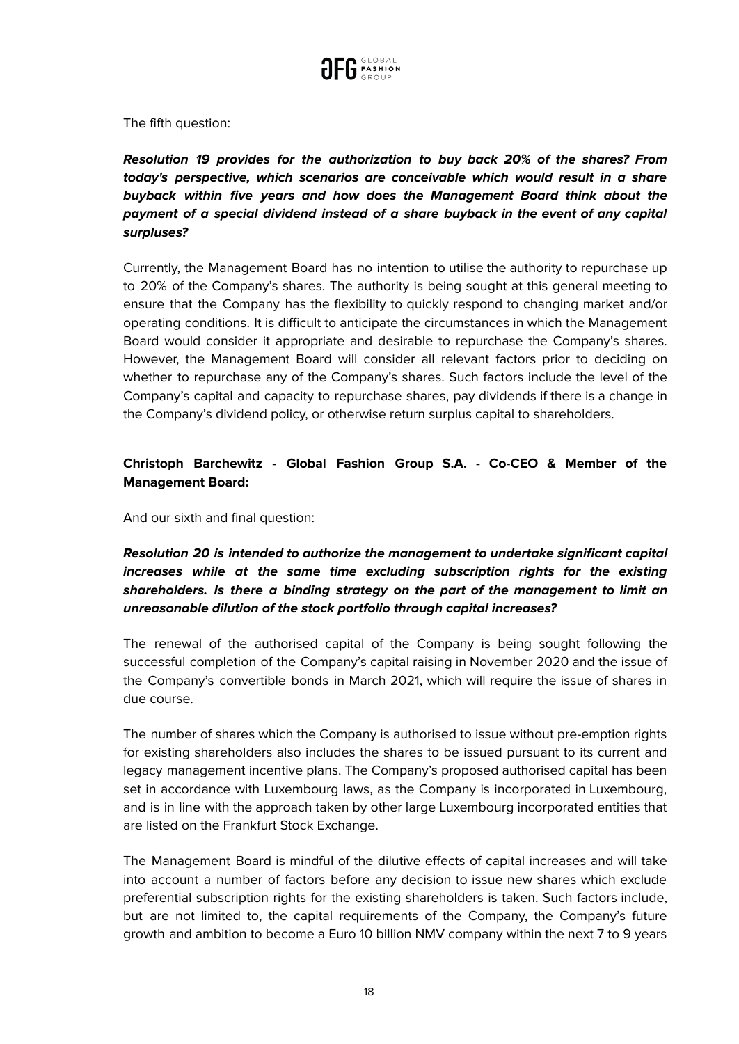The fifth question:

***Resolution 19 provides for the authorization to buy back 20% of the shares? From today's perspective, which scenarios are conceivable which would result in a share buyback within five years and how does the Management Board think about the payment of a special dividend instead of a share buyback in the event of any capital surpluses?***

Currently, the Management Board has no intention to utilise the authority to repurchase up to 20% of the Company's shares. The authority is being sought at this general meeting to ensure that the Company has the flexibility to quickly respond to changing market and/or operating conditions. It is difficult to anticipate the circumstances in which the Management Board would consider it appropriate and desirable to repurchase the Company's shares. However, the Management Board will consider all relevant factors prior to deciding on whether to repurchase any of the Company's shares. Such factors include the level of the Company's capital and capacity to repurchase shares, pay dividends if there is a change in the Company's dividend policy, or otherwise return surplus capital to shareholders.

**Christoph Barchewitz - Global Fashion Group S.A. - Co-CEO & Member of the Management Board:**

And our sixth and final question:

***Resolution 20 is intended to authorize the management to undertake significant capital increases while at the same time excluding subscription rights for the existing shareholders. Is there a binding strategy on the part of the management to limit an unreasonable dilution of the stock portfolio through capital increases?***

The renewal of the authorised capital of the Company is being sought following the successful completion of the Company's capital raising in November 2020 and the issue of the Company's convertible bonds in March 2021, which will require the issue of shares in due course.

The number of shares which the Company is authorised to issue without pre-emption rights for existing shareholders also includes the shares to be issued pursuant to its current and legacy management incentive plans. The Company's proposed authorised capital has been set in accordance with Luxembourg laws, as the Company is incorporated in Luxembourg, and is in line with the approach taken by other large Luxembourg incorporated entities that are listed on the Frankfurt Stock Exchange.

The Management Board is mindful of the dilutive effects of capital increases and will take into account a number of factors before any decision to issue new shares which exclude preferential subscription rights for the existing shareholders is taken. Such factors include, but are not limited to, the capital requirements of the Company, the Company's future growth and ambition to become a Euro 10 billion NMV company within the next 7 to 9 years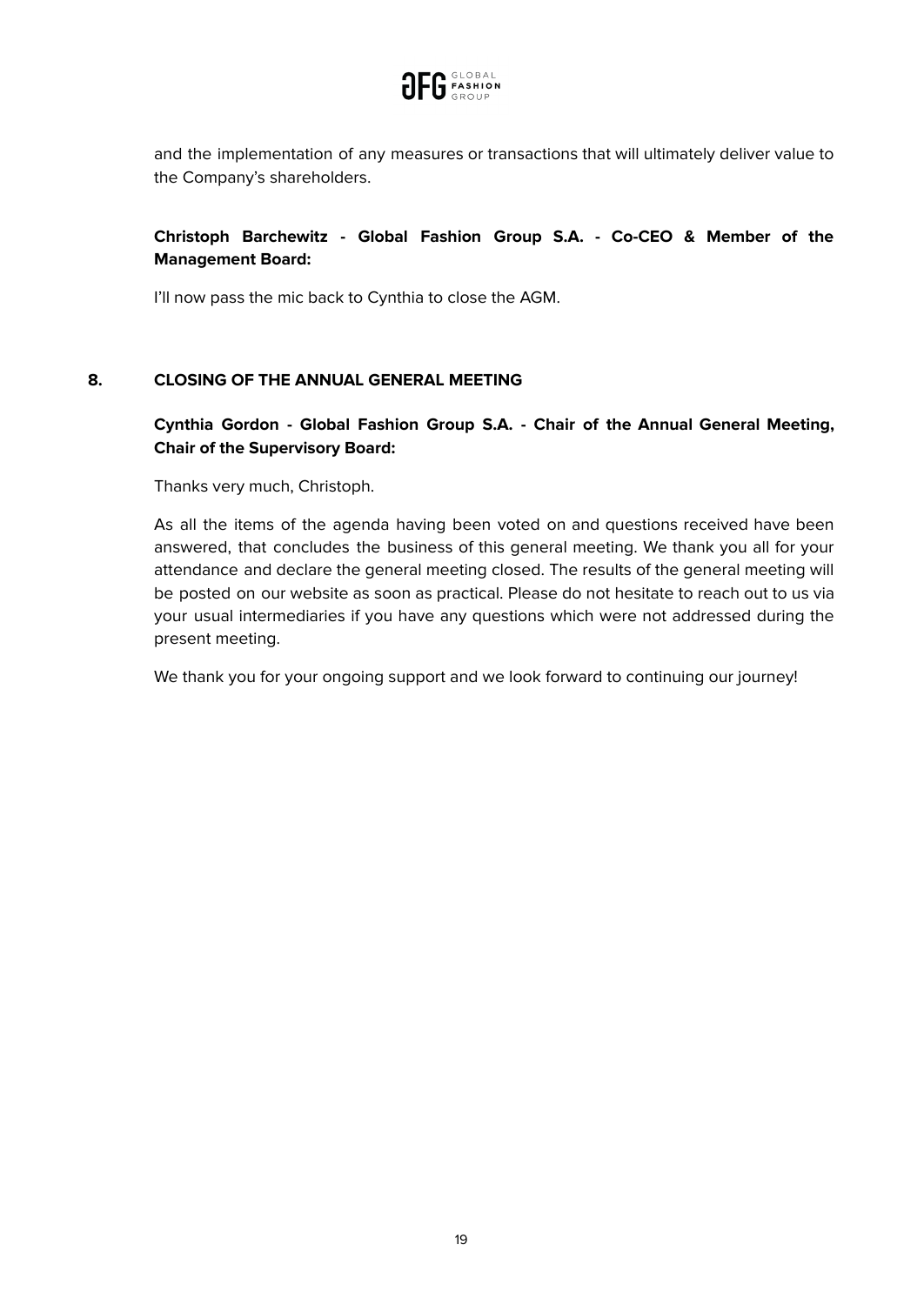and the implementation of any measures or transactions that will ultimately deliver value to the Company's shareholders.

**Christoph Barchewitz - Global Fashion Group S.A. - Co-CEO & Member of the Management Board:**

I'll now pass the mic back to Cynthia to close the AGM.

## 8. CLOSING OF THE ANNUAL GENERAL MEETING

**Cynthia Gordon - Global Fashion Group S.A. - Chair of the Annual General Meeting, Chair of the Supervisory Board:**

Thanks very much, Christoph.

As all the items of the agenda having been voted on and questions received have been answered, that concludes the business of this general meeting. We thank you all for your attendance and declare the general meeting closed. The results of the general meeting will be posted on our website as soon as practical. Please do not hesitate to reach out to us via your usual intermediaries if you have any questions which were not addressed during the present meeting.

We thank you for your ongoing support and we look forward to continuing our journey!